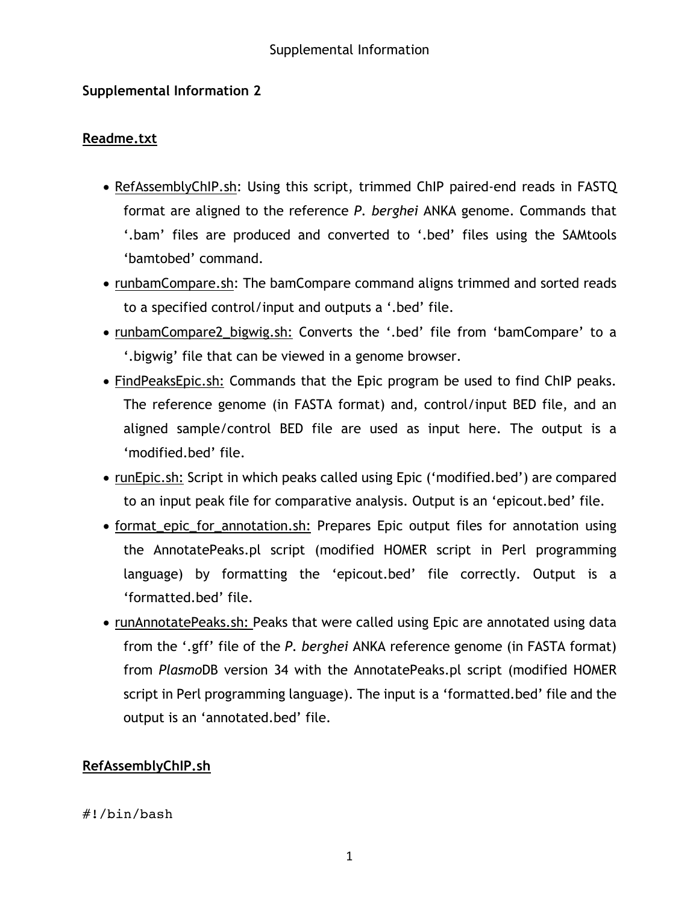## Supplemental Information 2

### Readme.txt

- RefAssemblyChIP.sh: Using this script, trimmed ChIP paired-end reads in FASTQ format are aligned to the reference *P. berghei* ANKA genome. Commands that '.bam' files are produced and converted to '.bed' files using the SAMtools 'bamtobed' command.
- runbamCompare.sh: The bamCompare command aligns trimmed and sorted reads to a specified control/input and outputs a '.bed' file.
- runbamCompare2_bigwig.sh: Converts the '.bed' file from 'bamCompare' to a '.bigwig' file that can be viewed in a genome browser.
- FindPeaksEpic.sh: Commands that the Epic program be used to find ChIP peaks. The reference genome (in FASTA format) and, control/input BED file, and an aligned sample/control BED file are used as input here. The output is a 'modified.bed' file.
- runEpic.sh: Script in which peaks called using Epic ('modified.bed') are compared to an input peak file for comparative analysis. Output is an 'epicout.bed' file.
- format_epic_for_annotation.sh: Prepares Epic output files for annotation using the AnnotatePeaks.pl script (modified HOMER script in Perl programming language) by formatting the 'epicout.bed' file correctly. Output is a 'formatted.bed' file.
- runAnnotatePeaks.sh: Peaks that were called using Epic are annotated using data from the '.gff' file of the *P. berghei* ANKA reference genome (in FASTA format) from *Plasmo*DB version 34 with the AnnotatePeaks.pl script (modified HOMER script in Perl programming language). The input is a 'formatted.bed' file and the output is an 'annotated.bed' file.

### RefAssemblyChIP.sh

```
#!/bin/bash
```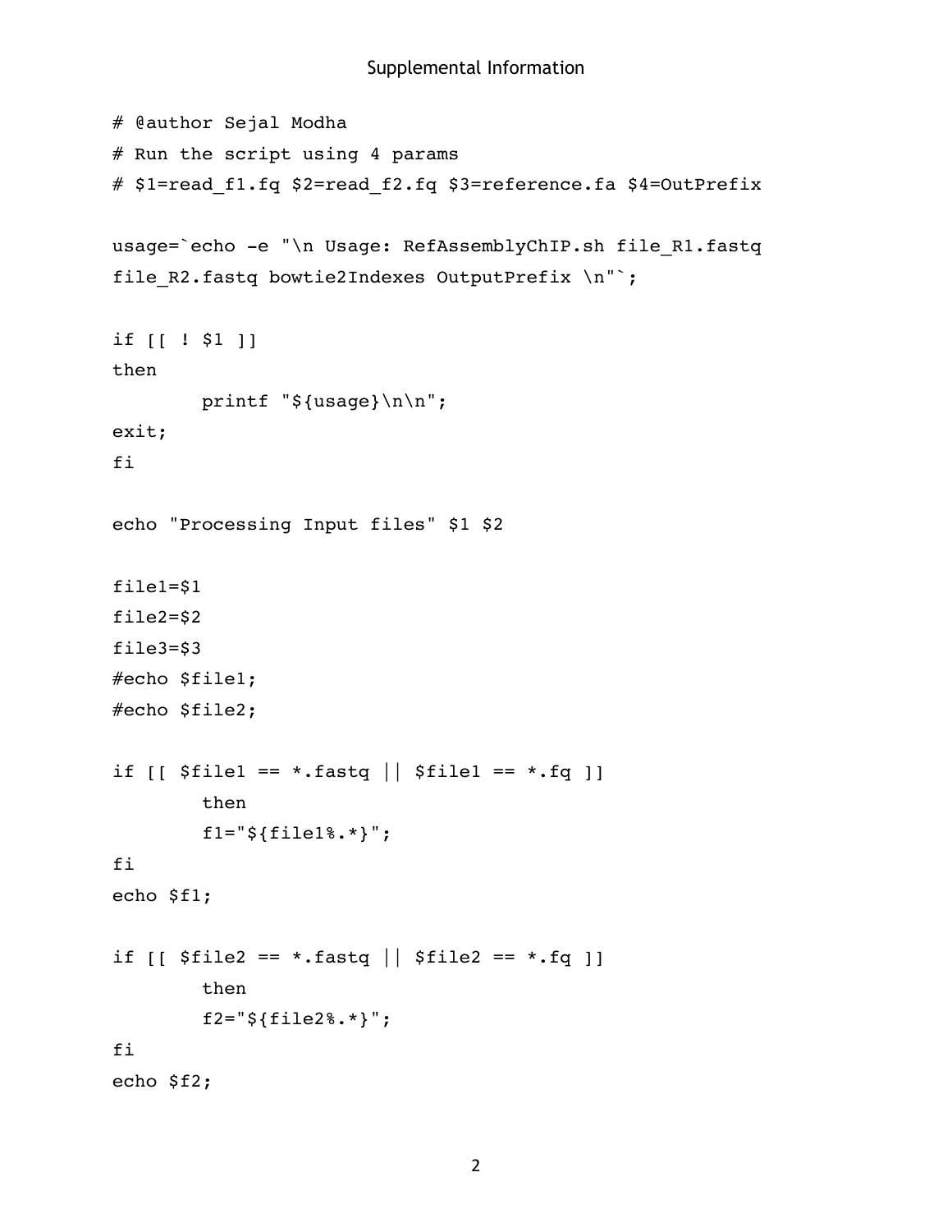```
# @author Sejal Modha
# Run the script using 4 params
# $1=read_f1.fq $2=read_f2.fq $3=reference.fa $4=OutPrefix

usage=`echo -e "\n Usage: RefAssemblyChIP.sh file_R1.fastq
file_R2.fastq bowtie2Indexes OutputPrefix \n"`;

if [[ ! $1 ]]
then
        printf "${usage}\n\n";
exit;
fi

echo "Processing Input files" $1 $2

file1=$1
file2=$2
file3=$3
#echo $file1;
#echo $file2;

if [[ $file1 == *.fastq || $file1 == *.fq ]]
        then
        f1="${file1%.*}";
fi
echo $f1;

if [[ $file2 == *.fastq || $file2 == *.fq ]]
        then
        f2="${file2%.*}";
fi
echo $f2;
```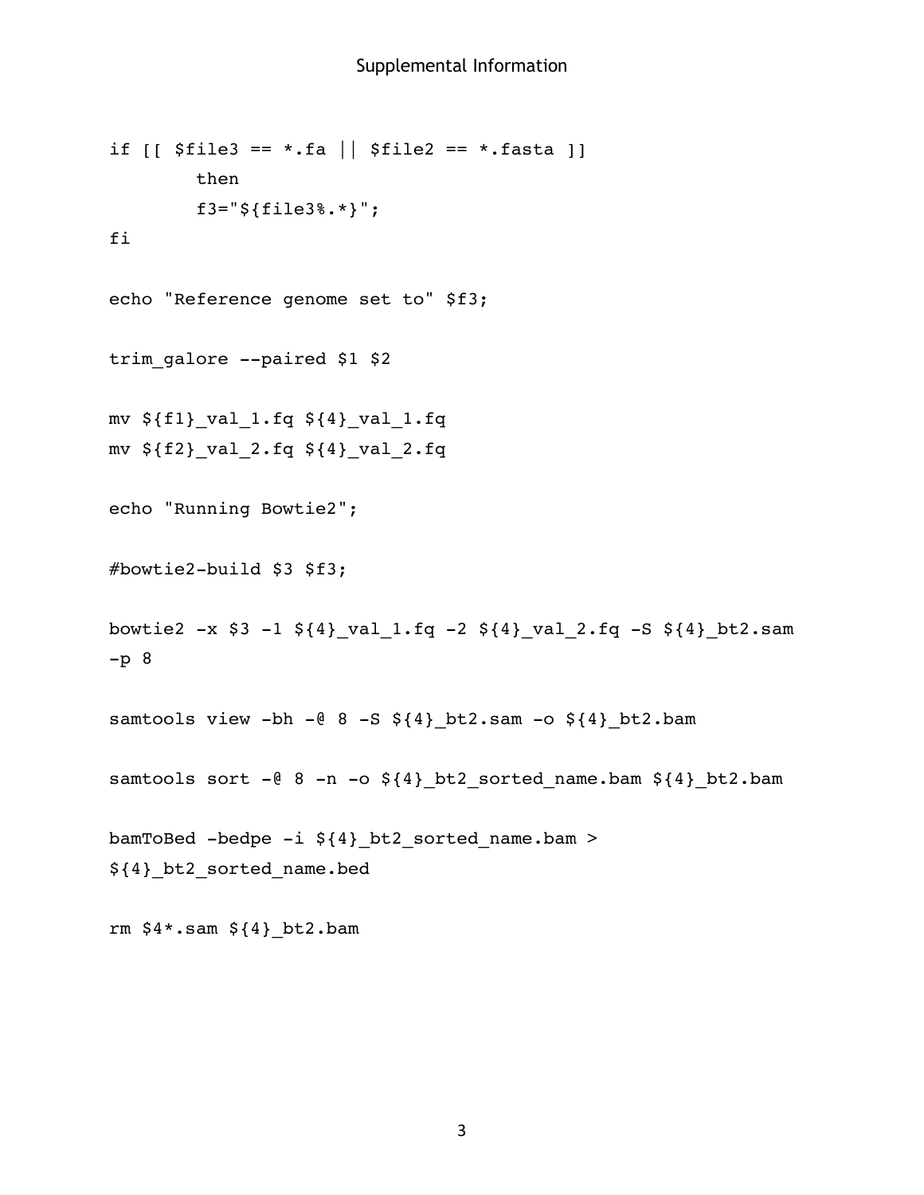```
if [[ $file3 == *.fa || $file2 == *.fasta ]]
        then
        f3="${file3%.*}";
fi

echo "Reference genome set to" $f3;

trim_galore --paired $1 $2

mv ${f1}_val_1.fq ${4}_val_1.fq
mv ${f2}_val_2.fq ${4}_val_2.fq

echo "Running Bowtie2";

#bowtie2-build $3 $f3;

bowtie2 -x $3 -1 ${4}_val_1.fq -2 ${4}_val_2.fq -S ${4}_bt2.sam
-p 8

samtools view -bh -@ 8 -S ${4}_bt2.sam -o ${4}_bt2.bam

samtools sort -@ 8 -n -o ${4}_bt2_sorted_name.bam ${4}_bt2.bam

bamToBed -bedpe -i ${4}_bt2_sorted_name.bam >
${4}_bt2_sorted_name.bed

rm $4*.sam ${4}_bt2.bam
```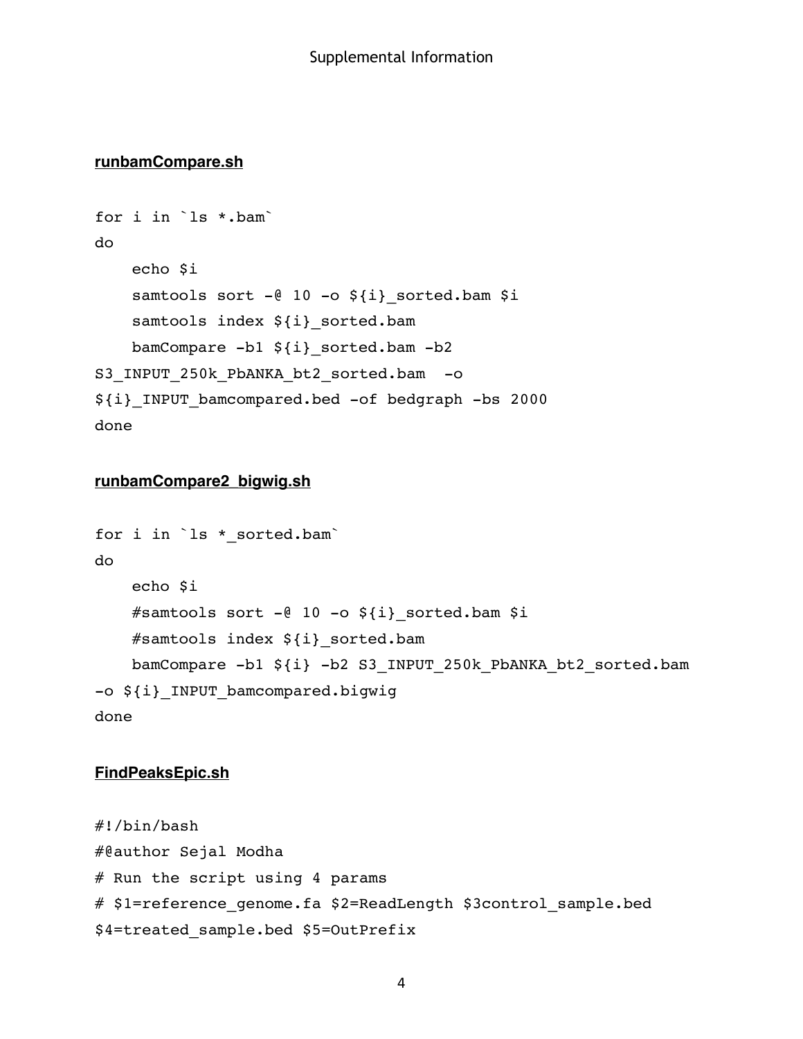**runbamCompare.sh**

```
for i in `ls *.bam`
do
    echo $i
    samtools sort -@ 10 -o ${i}_sorted.bam $i
    samtools index ${i}_sorted.bam
    bamCompare -b1 ${i}_sorted.bam -b2
S3_INPUT_250k_PbANKA_bt2_sorted.bam  -o
${i}_INPUT_bamcompared.bed -of bedgraph -bs 2000
done
```

**runbamCompare2_bigwig.sh**

```
for i in `ls *_sorted.bam`
do
    echo $i
    #samtools sort -@ 10 -o ${i}_sorted.bam $i
    #samtools index ${i}_sorted.bam
    bamCompare -b1 ${i} -b2 S3_INPUT_250k_PbANKA_bt2_sorted.bam
-o ${i}_INPUT_bamcompared.bigwig
done
```

**FindPeaksEpic.sh**

```
#!/bin/bash
#@author Sejal Modha
# Run the script using 4 params
# $1=reference_genome.fa $2=ReadLength $3control_sample.bed
$4=treated_sample.bed $5=OutPrefix
```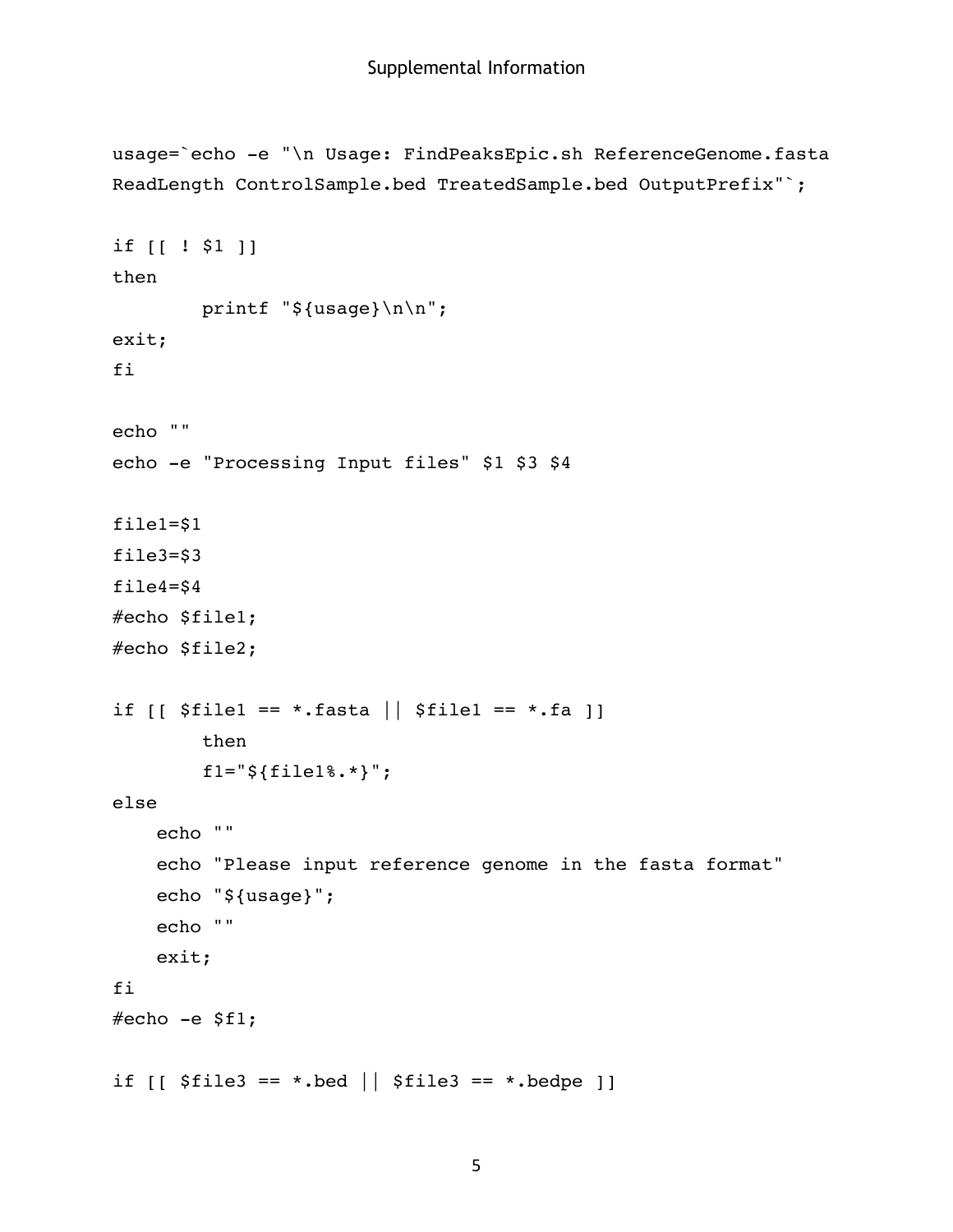```
usage=`echo -e "\n Usage: FindPeaksEpic.sh ReferenceGenome.fasta
ReadLength ControlSample.bed TreatedSample.bed OutputPrefix"`;

if [[ ! $1 ]]
then
        printf "${usage}\n\n";
exit;
fi

echo ""
echo -e "Processing Input files" $1 $3 $4

file1=$1
file3=$3
file4=$4
#echo $file1;
#echo $file2;

if [[ $file1 == *.fasta || $file1 == *.fa ]]
        then
        f1="${file1%.*}";
else
    echo ""
    echo "Please input reference genome in the fasta format"
    echo "${usage}";
    echo ""
    exit;
fi
#echo -e $f1;

if [[ $file3 == *.bed || $file3 == *.bedpe ]]
```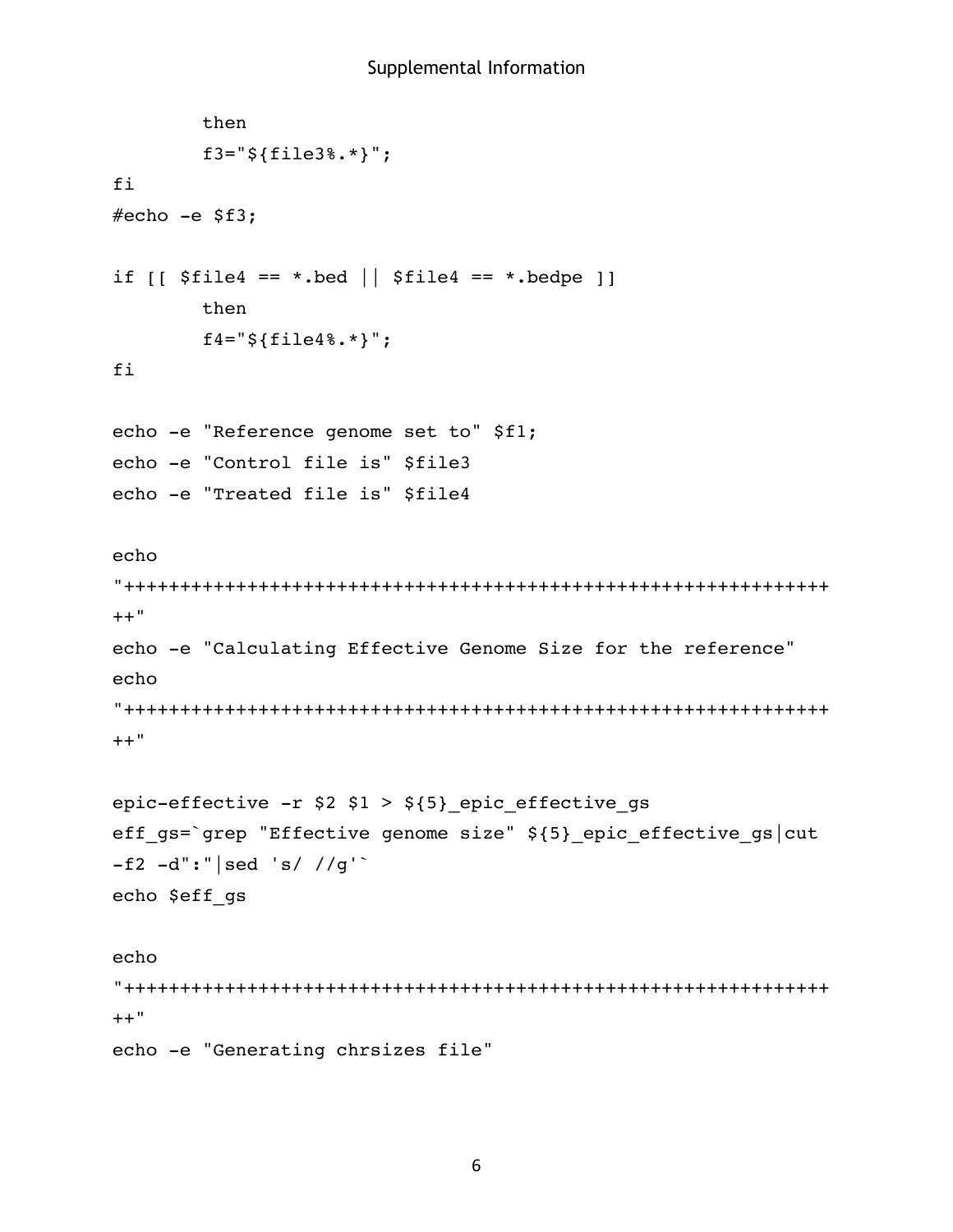```
        then
        f3="${file3%.*}";
fi
#echo -e $f3;

if [[ $file4 == *.bed || $file4 == *.bedpe ]]
        then
        f4="${file4%.*}";
fi

echo -e "Reference genome set to" $f1;
echo -e "Control file is" $file3
echo -e "Treated file is" $file4

echo
"++++++++++++++++++++++++++++++++++++++++++++++++++++++++++++++
++"
echo -e "Calculating Effective Genome Size for the reference"
echo
"++++++++++++++++++++++++++++++++++++++++++++++++++++++++++++++
++"

epic-effective -r $2 $1 > ${5}_epic_effective_gs
eff_gs=`grep "Effective genome size" ${5}_epic_effective_gs|cut
-f2 -d":"|sed 's/ //g'`
echo $eff_gs

echo
"++++++++++++++++++++++++++++++++++++++++++++++++++++++++++++++
++"
echo -e "Generating chrsizes file"
```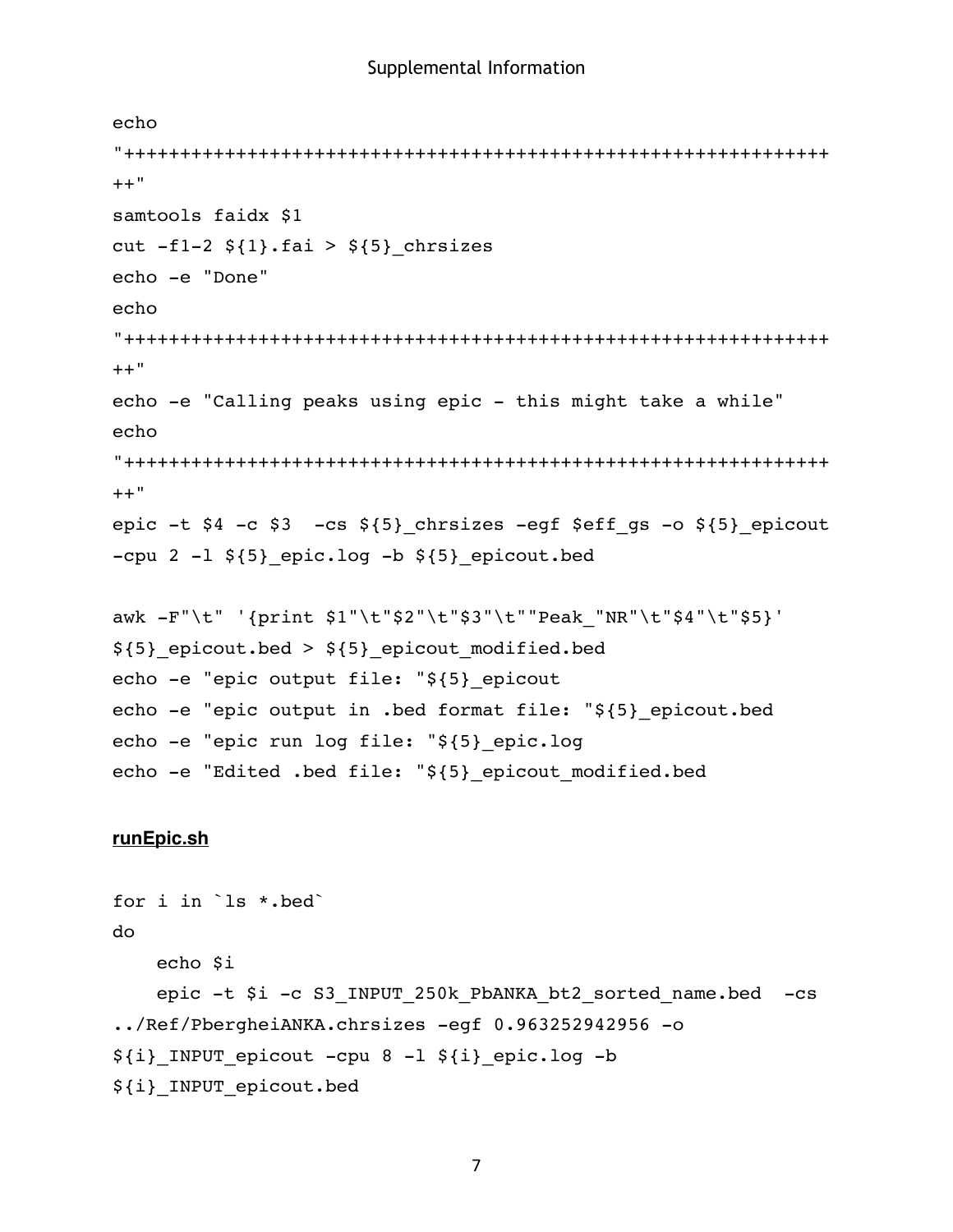```
echo
"+++++++++++++++++++++++++++++++++++++++++++++++++++++++++++++
++"
samtools faidx $1
cut -f1-2 ${1}.fai > ${5}_chrsizes
echo -e "Done"
echo
"+++++++++++++++++++++++++++++++++++++++++++++++++++++++++++++
++"
echo -e "Calling peaks using epic - this might take a while"
echo
"+++++++++++++++++++++++++++++++++++++++++++++++++++++++++++++
++"
epic -t $4 -c $3  -cs ${5}_chrsizes -egf $eff_gs -o ${5}_epicout
-cpu 2 -l ${5}_epic.log -b ${5}_epicout.bed

awk -F"\t" '{print $1"\t"$2"\t"$3"\t""Peak_"NR"\t"$4"\t"$5}'
${5}_epicout.bed > ${5}_epicout_modified.bed
echo -e "epic output file: "${5}_epicout
echo -e "epic output in .bed format file: "${5}_epicout.bed
echo -e "epic run log file: "${5}_epic.log
echo -e "Edited .bed file: "${5}_epicout_modified.bed
```

**runEpic.sh**

```
for i in `ls *.bed`
do
    echo $i
    epic -t $i -c S3_INPUT_250k_PbANKA_bt2_sorted_name.bed  -cs
../Ref/PbergheiANKA.chrsizes -egf 0.963252942956 -o
${i}_INPUT_epicout -cpu 8 -l ${i}_epic.log -b
${i}_INPUT_epicout.bed
```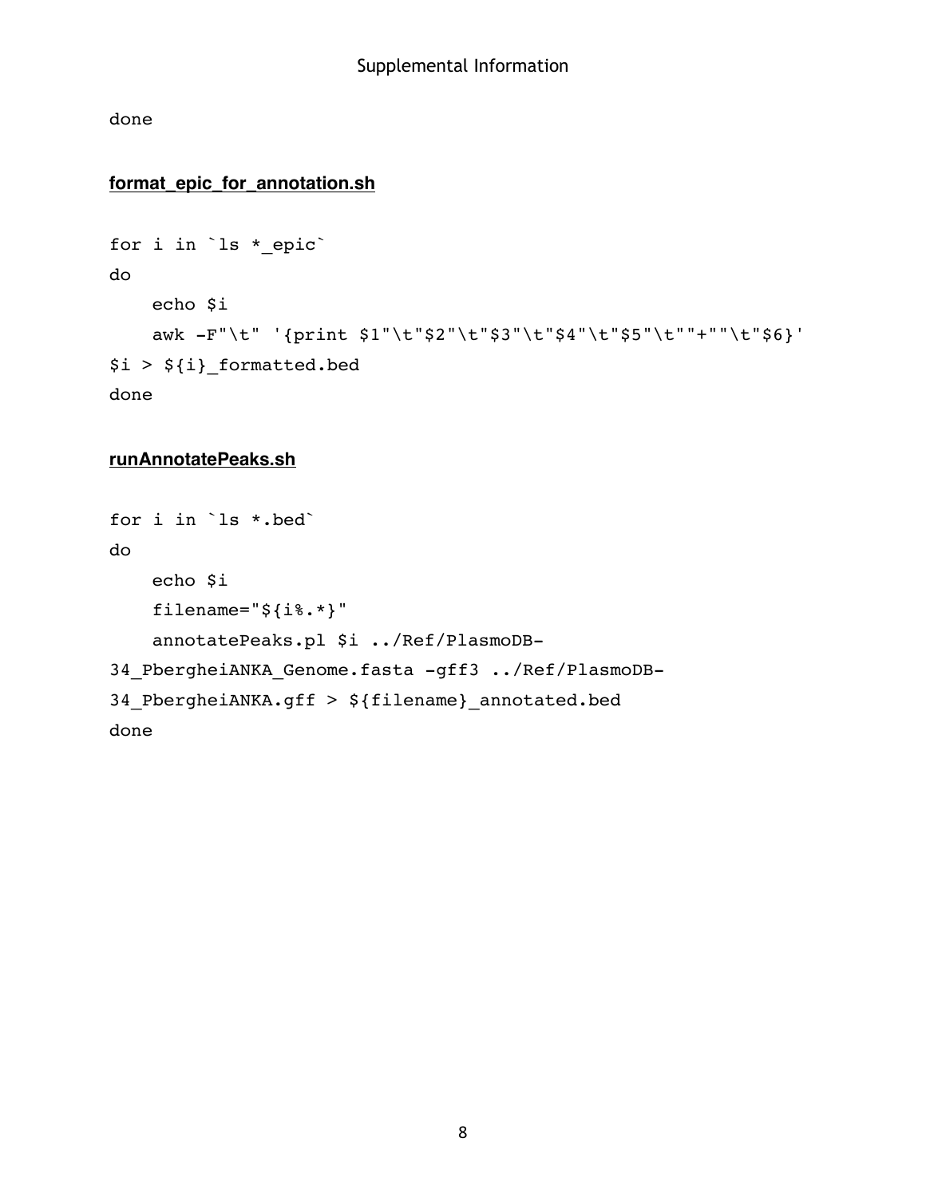```
done
```

**format_epic_for_annotation.sh**

```
for i in `ls *_epic`
do
    echo $i
    awk -F"\t" '{print $1"\t"$2"\t"$3"\t"$4"\t"$5"\t""+""\t"$6}'
$i > ${i}_formatted.bed
done
```

**runAnnotatePeaks.sh**

```
for i in `ls *.bed`
do
    echo $i
    filename="${i%.*}"
    annotatePeaks.pl $i ../Ref/PlasmoDB-
34_PbergheiANKA_Genome.fasta -gff3 ../Ref/PlasmoDB-
34_PbergheiANKA.gff > ${filename}_annotated.bed
done
```